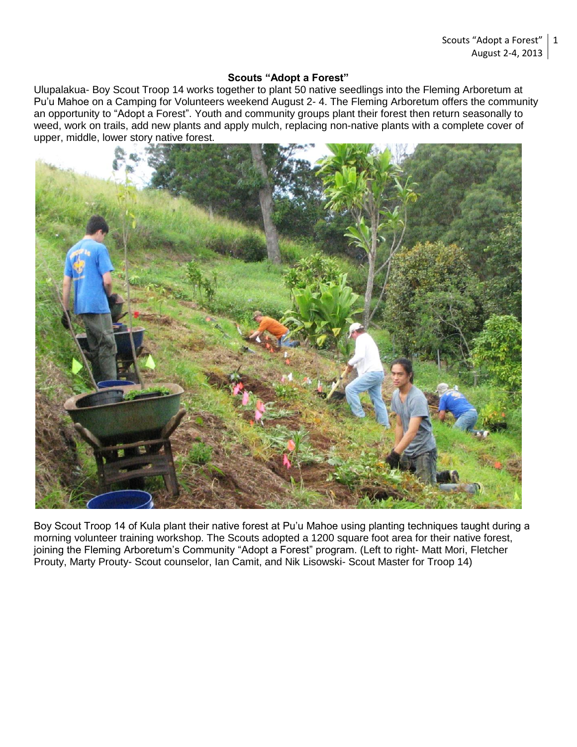**Scouts "Adopt a Forest"**

Ulupalakua- Boy Scout Troop 14 works together to plant 50 native seedlings into the Fleming Arboretum at Pu'u Mahoe on a Camping for Volunteers weekend August 2- 4. The Fleming Arboretum offers the community an opportunity to "Adopt a Forest". Youth and community groups plant their forest then return seasonally to weed, work on trails, add new plants and apply mulch, replacing non-native plants with a complete cover of upper, middle, lower story native forest.

Boy Scout Troop 14 of Kula plant their native forest at Pu'u Mahoe using planting techniques taught during a morning volunteer training workshop. The Scouts adopted a 1200 square foot area for their native forest, joining the Fleming Arboretum's Community "Adopt a Forest" program. (Left to right- Matt Mori, Fletcher Prouty, Marty Prouty- Scout counselor, Ian Camit, and Nik Lisowski- Scout Master for Troop 14)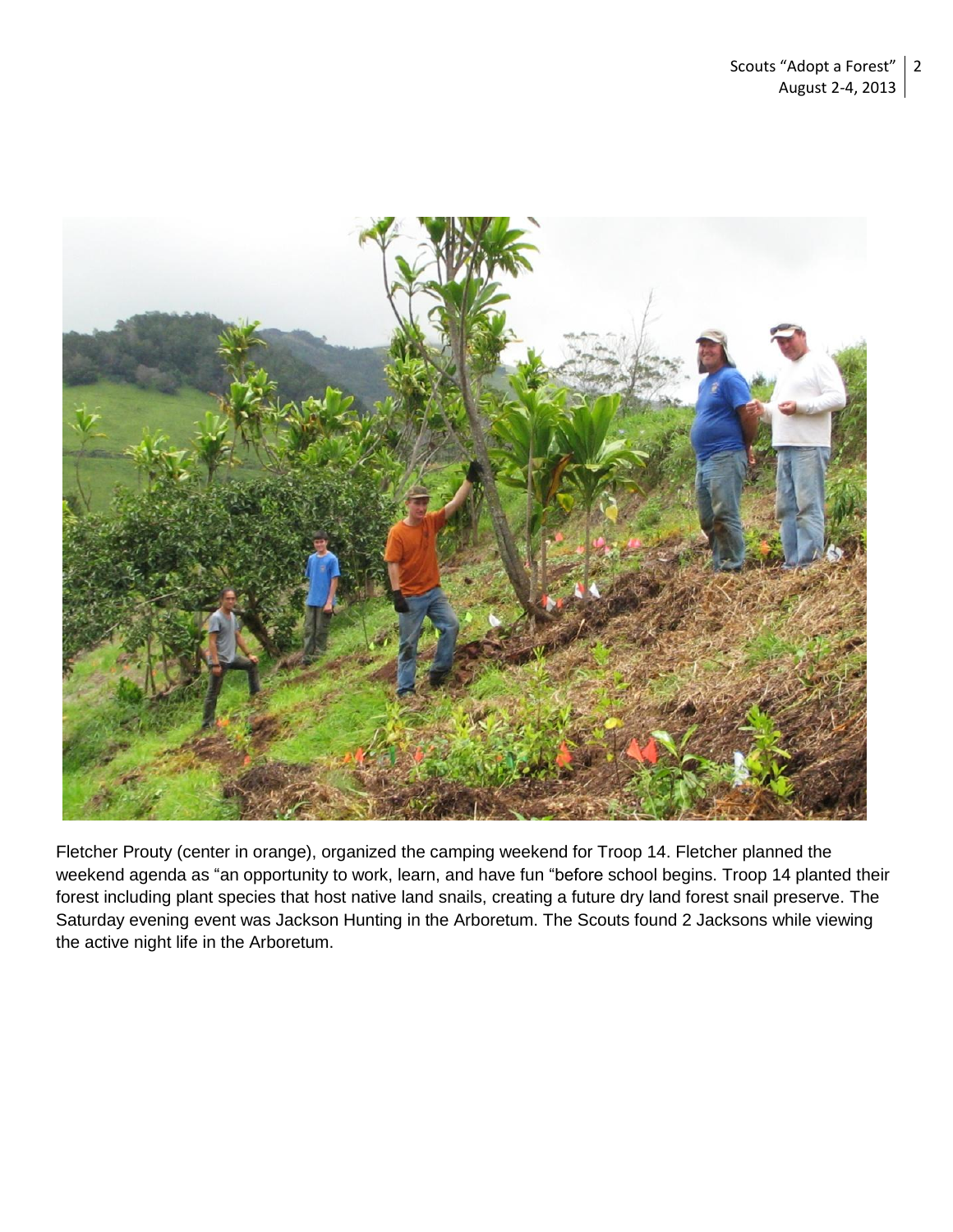Fletcher Prouty (center in orange), organized the camping weekend for Troop 14. Fletcher planned the weekend agenda as “an opportunity to work, learn, and have fun “before school begins. Troop 14 planted their forest including plant species that host native land snails, creating a future dry land forest snail preserve. The Saturday evening event was Jackson Hunting in the Arboretum. The Scouts found 2 Jacksons while viewing the active night life in the Arboretum.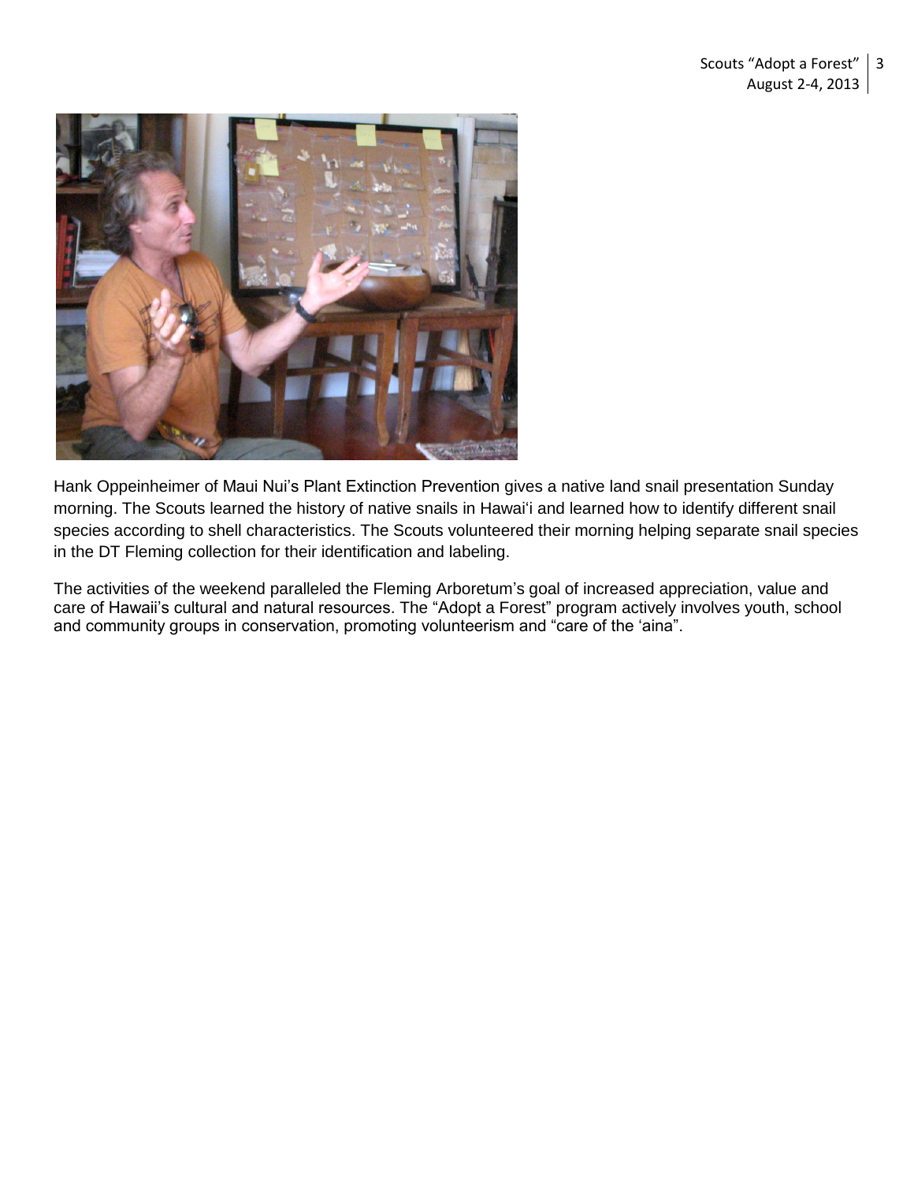Hank Oppeinheimer of Maui Nui's Plant Extinction Prevention gives a native land snail presentation Sunday morning. The Scouts learned the history of native snails in Hawai'i and learned how to identify different snail species according to shell characteristics. The Scouts volunteered their morning helping separate snail species in the DT Fleming collection for their identification and labeling.

The activities of the weekend paralleled the Fleming Arboretum's goal of increased appreciation, value and care of Hawaii's cultural and natural resources. The "Adopt a Forest" program actively involves youth, school and community groups in conservation, promoting volunteerism and "care of the 'aina".